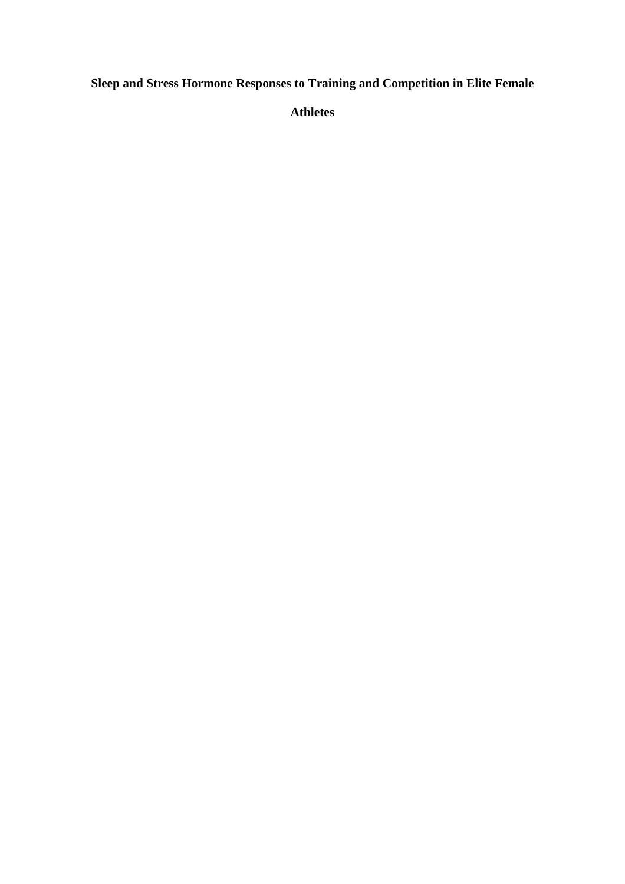# Sleep and Stress Hormone Responses to Training and Competition in Elite Female Athletes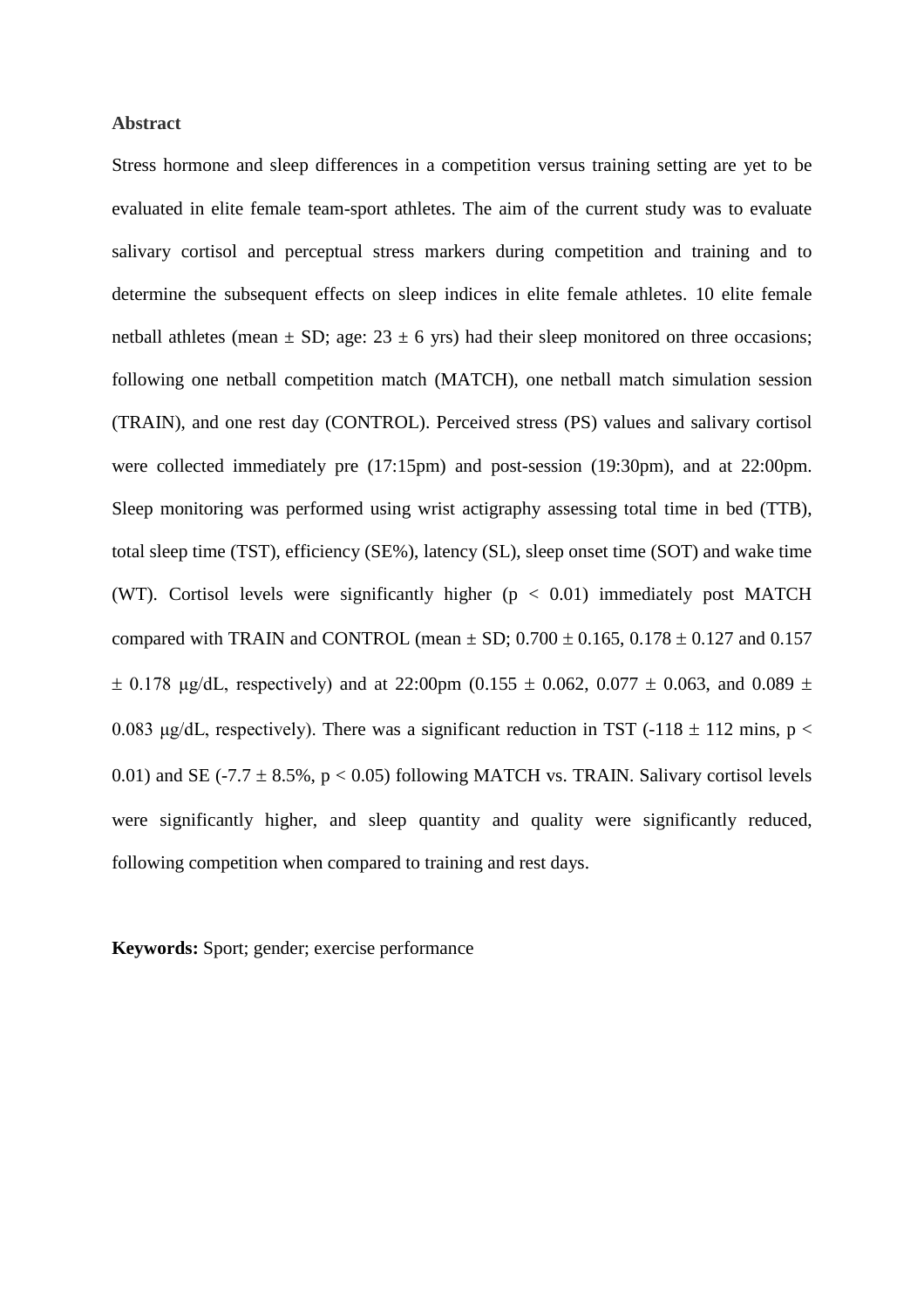**Abstract**

Stress hormone and sleep differences in a competition versus training setting are yet to be evaluated in elite female team-sport athletes. The aim of the current study was to evaluate salivary cortisol and perceptual stress markers during competition and training and to determine the subsequent effects on sleep indices in elite female athletes. 10 elite female netball athletes (mean ± SD; age: 23 ± 6 yrs) had their sleep monitored on three occasions; following one netball competition match (MATCH), one netball match simulation session (TRAIN), and one rest day (CONTROL). Perceived stress (PS) values and salivary cortisol were collected immediately pre (17:15pm) and post-session (19:30pm), and at 22:00pm. Sleep monitoring was performed using wrist actigraphy assessing total time in bed (TTB), total sleep time (TST), efficiency (SE%), latency (SL), sleep onset time (SOT) and wake time (WT). Cortisol levels were significantly higher ($p < 0.01$) immediately post MATCH compared with TRAIN and CONTROL (mean ± SD; 0.700 ± 0.165, 0.178 ± 0.127 and 0.157 ± 0.178 μg/dL, respectively) and at 22:00pm (0.155 ± 0.062, 0.077 ± 0.063, and 0.089 ± 0.083 μg/dL, respectively). There was a significant reduction in TST (-118 ± 112 mins, $p < 0.01$) and SE (-7.7 ± 8.5%, $p < 0.05$) following MATCH vs. TRAIN. Salivary cortisol levels were significantly higher, and sleep quantity and quality were significantly reduced, following competition when compared to training and rest days.

**Keywords:** Sport; gender; exercise performance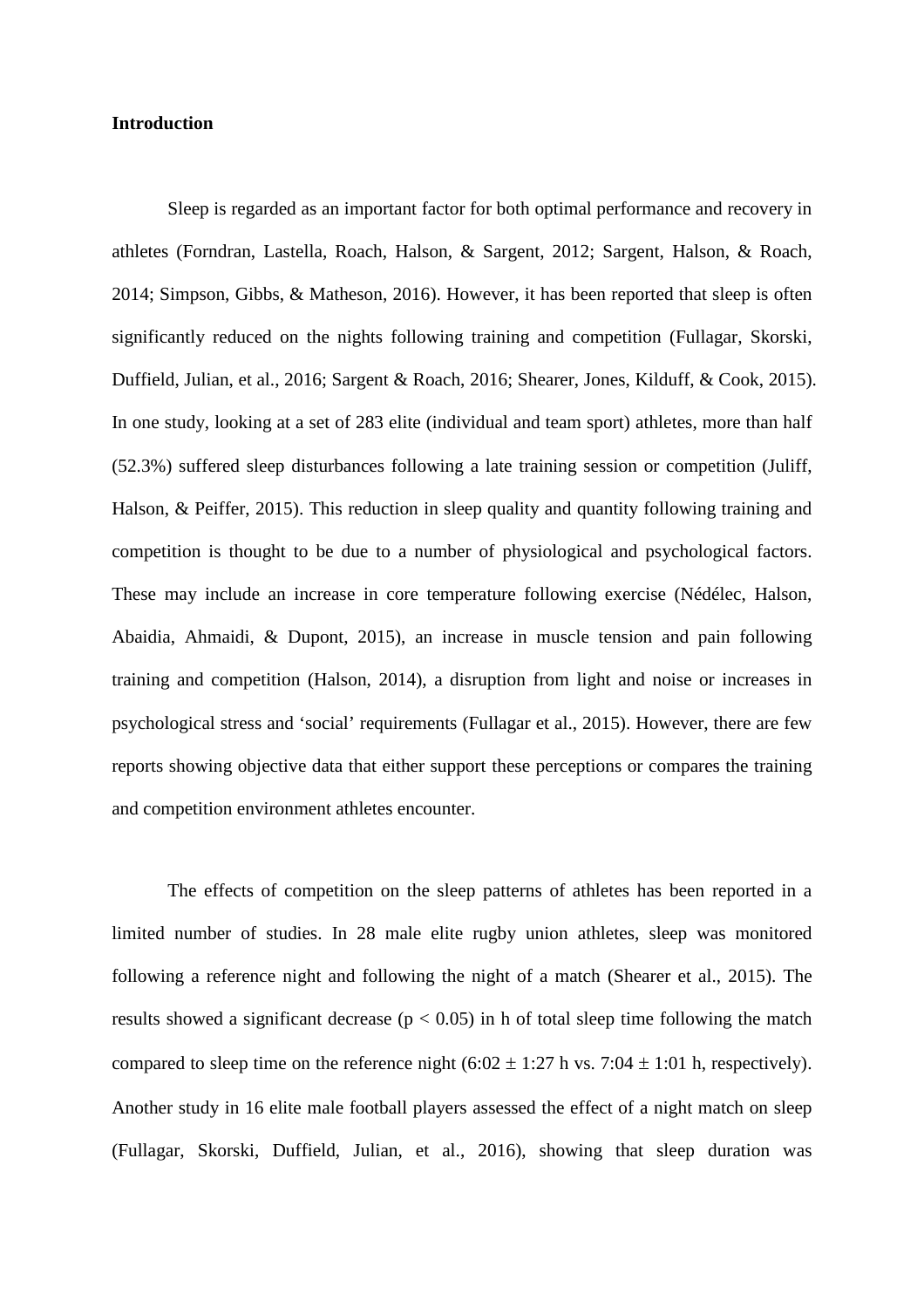**Introduction**

Sleep is regarded as an important factor for both optimal performance and recovery in athletes (Forndran, Lastella, Roach, Halson, & Sargent, 2012; Sargent, Halson, & Roach, 2014; Simpson, Gibbs, & Matheson, 2016). However, it has been reported that sleep is often significantly reduced on the nights following training and competition (Fullagar, Skorski, Duffield, Julian, et al., 2016; Sargent & Roach, 2016; Shearer, Jones, Kilduff, & Cook, 2015). In one study, looking at a set of 283 elite (individual and team sport) athletes, more than half (52.3%) suffered sleep disturbances following a late training session or competition (Juliff, Halson, & Peiffer, 2015). This reduction in sleep quality and quantity following training and competition is thought to be due to a number of physiological and psychological factors. These may include an increase in core temperature following exercise (Nédélec, Halson, Abaidia, Ahmaidi, & Dupont, 2015), an increase in muscle tension and pain following training and competition (Halson, 2014), a disruption from light and noise or increases in psychological stress and 'social' requirements (Fullagar et al., 2015). However, there are few reports showing objective data that either support these perceptions or compares the training and competition environment athletes encounter.

The effects of competition on the sleep patterns of athletes has been reported in a limited number of studies. In 28 male elite rugby union athletes, sleep was monitored following a reference night and following the night of a match (Shearer et al., 2015). The results showed a significant decrease ($p < 0.05$) in h of total sleep time following the match compared to sleep time on the reference night (6:02 ± 1:27 h vs. 7:04 ± 1:01 h, respectively). Another study in 16 elite male football players assessed the effect of a night match on sleep (Fullagar, Skorski, Duffield, Julian, et al., 2016), showing that sleep duration was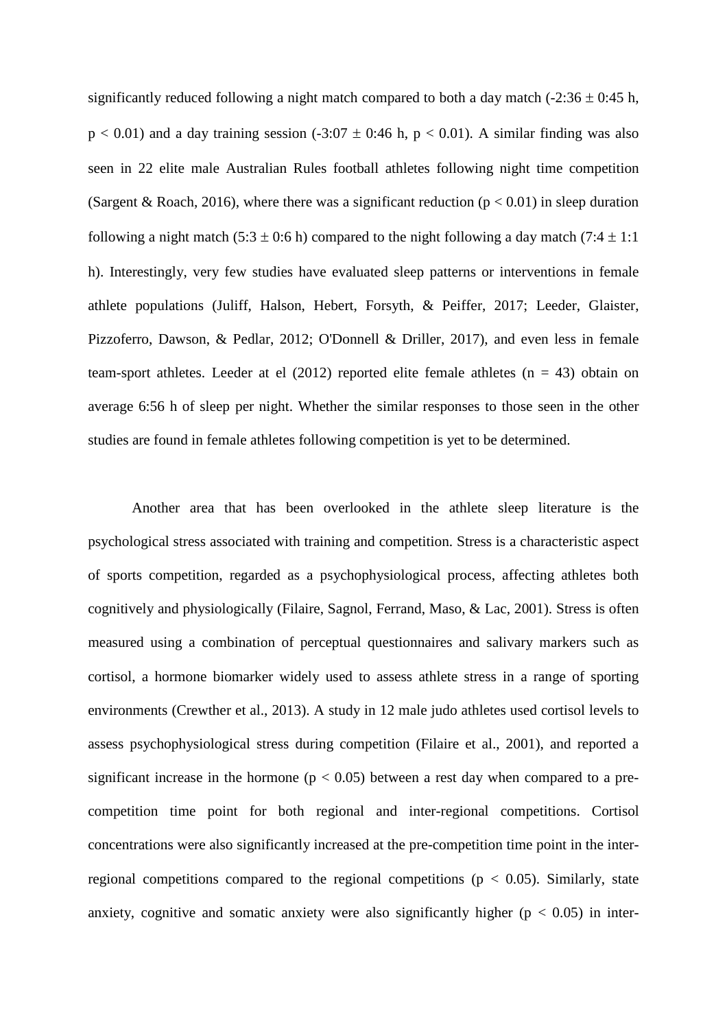significantly reduced following a night match compared to both a day match (-2:36 ± 0:45 h, $p < 0.01$) and a day training session (-3:07 ± 0:46 h, $p < 0.01$). A similar finding was also seen in 22 elite male Australian Rules football athletes following night time competition (Sargent & Roach, 2016), where there was a significant reduction ($p < 0.01$) in sleep duration following a night match (5:3 ± 0:6 h) compared to the night following a day match (7:4 ± 1:1 h). Interestingly, very few studies have evaluated sleep patterns or interventions in female athlete populations (Juliff, Halson, Hebert, Forsyth, & Peiffer, 2017; Leeder, Glaister, Pizzoferro, Dawson, & Pedlar, 2012; O'Donnell & Driller, 2017), and even less in female team-sport athletes. Leeder at el (2012) reported elite female athletes (n = 43) obtain on average 6:56 h of sleep per night. Whether the similar responses to those seen in the other studies are found in female athletes following competition is yet to be determined.

Another area that has been overlooked in the athlete sleep literature is the psychological stress associated with training and competition. Stress is a characteristic aspect of sports competition, regarded as a psychophysiological process, affecting athletes both cognitively and physiologically (Filaire, Sagnol, Ferrand, Maso, & Lac, 2001). Stress is often measured using a combination of perceptual questionnaires and salivary markers such as cortisol, a hormone biomarker widely used to assess athlete stress in a range of sporting environments (Crewther et al., 2013). A study in 12 male judo athletes used cortisol levels to assess psychophysiological stress during competition (Filaire et al., 2001), and reported a significant increase in the hormone ($p < 0.05$) between a rest day when compared to a pre-competition time point for both regional and inter-regional competitions. Cortisol concentrations were also significantly increased at the pre-competition time point in the inter-regional competitions compared to the regional competitions ($p < 0.05$). Similarly, state anxiety, cognitive and somatic anxiety were also significantly higher ($p < 0.05$) in inter-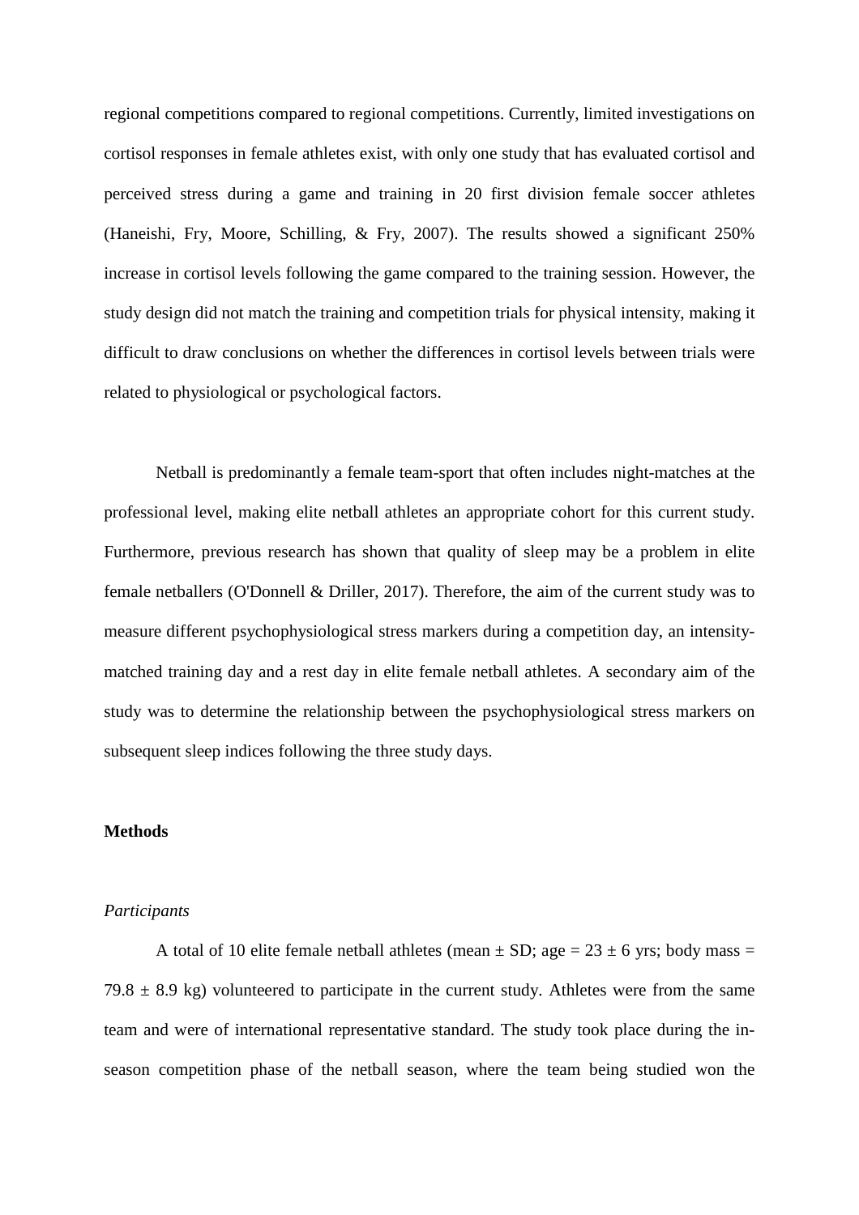regional competitions compared to regional competitions. Currently, limited investigations on cortisol responses in female athletes exist, with only one study that has evaluated cortisol and perceived stress during a game and training in 20 first division female soccer athletes (Haneishi, Fry, Moore, Schilling, & Fry, 2007). The results showed a significant 250% increase in cortisol levels following the game compared to the training session. However, the study design did not match the training and competition trials for physical intensity, making it difficult to draw conclusions on whether the differences in cortisol levels between trials were related to physiological or psychological factors.

Netball is predominantly a female team-sport that often includes night-matches at the professional level, making elite netball athletes an appropriate cohort for this current study. Furthermore, previous research has shown that quality of sleep may be a problem in elite female netballers (O'Donnell & Driller, 2017). Therefore, the aim of the current study was to measure different psychophysiological stress markers during a competition day, an intensity-matched training day and a rest day in elite female netball athletes. A secondary aim of the study was to determine the relationship between the psychophysiological stress markers on subsequent sleep indices following the three study days.

## Methods

### *Participants*

A total of 10 elite female netball athletes (mean ± SD; age = 23 ± 6 yrs; body mass = 79.8 ± 8.9 kg) volunteered to participate in the current study. Athletes were from the same team and were of international representative standard. The study took place during the in-season competition phase of the netball season, where the team being studied won the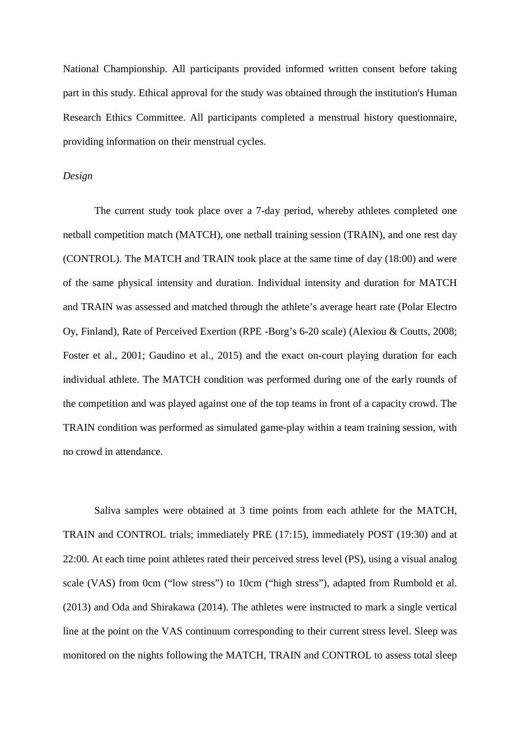National Championship. All participants provided informed written consent before taking part in this study. Ethical approval for the study was obtained through the institution's Human Research Ethics Committee. All participants completed a menstrual history questionnaire, providing information on their menstrual cycles.

*Design*

The current study took place over a 7-day period, whereby athletes completed one netball competition match (MATCH), one netball training session (TRAIN), and one rest day (CONTROL). The MATCH and TRAIN took place at the same time of day (18:00) and were of the same physical intensity and duration. Individual intensity and duration for MATCH and TRAIN was assessed and matched through the athlete's average heart rate (Polar Electro Oy, Finland), Rate of Perceived Exertion (RPE -Borg's 6-20 scale) (Alexiou & Coutts, 2008; Foster et al., 2001; Gaudino et al., 2015) and the exact on-court playing duration for each individual athlete. The MATCH condition was performed during one of the early rounds of the competition and was played against one of the top teams in front of a capacity crowd. The TRAIN condition was performed as simulated game-play within a team training session, with no crowd in attendance.

Saliva samples were obtained at 3 time points from each athlete for the MATCH, TRAIN and CONTROL trials; immediately PRE (17:15), immediately POST (19:30) and at 22:00. At each time point athletes rated their perceived stress level (PS), using a visual analog scale (VAS) from 0cm ("low stress") to 10cm ("high stress"), adapted from Rumbold et al. (2013) and Oda and Shirakawa (2014). The athletes were instructed to mark a single vertical line at the point on the VAS continuum corresponding to their current stress level. Sleep was monitored on the nights following the MATCH, TRAIN and CONTROL to assess total sleep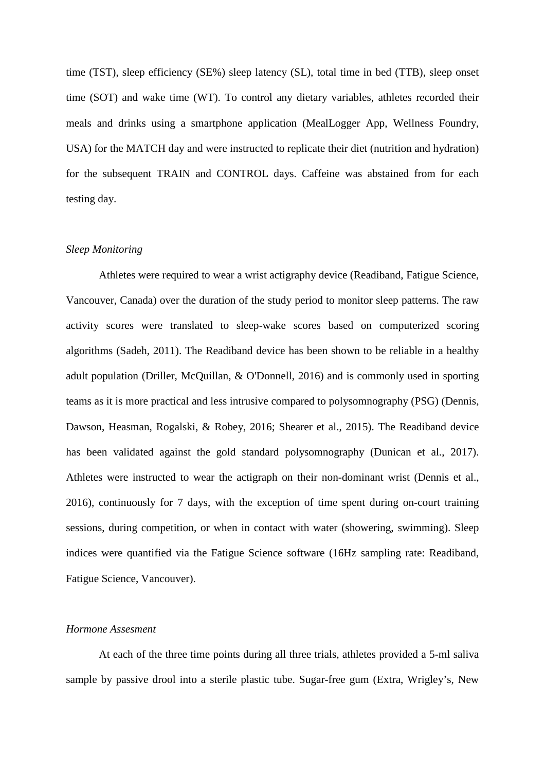time (TST), sleep efficiency (SE%) sleep latency (SL), total time in bed (TTB), sleep onset time (SOT) and wake time (WT). To control any dietary variables, athletes recorded their meals and drinks using a smartphone application (MealLogger App, Wellness Foundry, USA) for the MATCH day and were instructed to replicate their diet (nutrition and hydration) for the subsequent TRAIN and CONTROL days. Caffeine was abstained from for each testing day.

*Sleep Monitoring*

Athletes were required to wear a wrist actigraphy device (Readiband, Fatigue Science, Vancouver, Canada) over the duration of the study period to monitor sleep patterns. The raw activity scores were translated to sleep-wake scores based on computerized scoring algorithms (Sadeh, 2011). The Readiband device has been shown to be reliable in a healthy adult population (Driller, McQuillan, & O'Donnell, 2016) and is commonly used in sporting teams as it is more practical and less intrusive compared to polysomnography (PSG) (Dennis, Dawson, Heasman, Rogalski, & Robey, 2016; Shearer et al., 2015). The Readiband device has been validated against the gold standard polysomnography (Dunican et al., 2017). Athletes were instructed to wear the actigraph on their non-dominant wrist (Dennis et al., 2016), continuously for 7 days, with the exception of time spent during on-court training sessions, during competition, or when in contact with water (showering, swimming). Sleep indices were quantified via the Fatigue Science software (16Hz sampling rate: Readiband, Fatigue Science, Vancouver).

*Hormone Assesment*

At each of the three time points during all three trials, athletes provided a 5-ml saliva sample by passive drool into a sterile plastic tube. Sugar-free gum (Extra, Wrigley's, New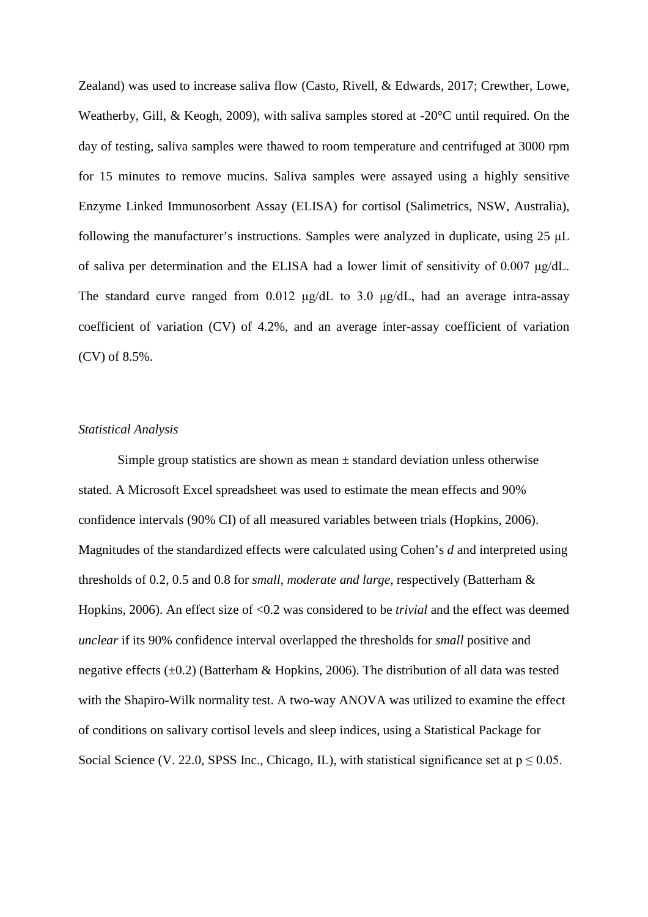Zealand) was used to increase saliva flow (Casto, Rivell, & Edwards, 2017; Crewther, Lowe, Weatherby, Gill, & Keogh, 2009), with saliva samples stored at -20°C until required. On the day of testing, saliva samples were thawed to room temperature and centrifuged at 3000 rpm for 15 minutes to remove mucins. Saliva samples were assayed using a highly sensitive Enzyme Linked Immunosorbent Assay (ELISA) for cortisol (Salimetrics, NSW, Australia), following the manufacturer's instructions. Samples were analyzed in duplicate, using 25 μL of saliva per determination and the ELISA had a lower limit of sensitivity of 0.007 μg/dL. The standard curve ranged from 0.012 μg/dL to 3.0 μg/dL, had an average intra-assay coefficient of variation (CV) of 4.2%, and an average inter-assay coefficient of variation (CV) of 8.5%.

### *Statistical Analysis*

Simple group statistics are shown as mean ± standard deviation unless otherwise stated. A Microsoft Excel spreadsheet was used to estimate the mean effects and 90% confidence intervals (90% CI) of all measured variables between trials (Hopkins, 2006). Magnitudes of the standardized effects were calculated using Cohen's *d* and interpreted using thresholds of 0.2, 0.5 and 0.8 for *small, moderate and large*, respectively (Batterham & Hopkins, 2006). An effect size of <0.2 was considered to be *trivial* and the effect was deemed *unclear* if its 90% confidence interval overlapped the thresholds for *small* positive and negative effects (±0.2) (Batterham & Hopkins, 2006). The distribution of all data was tested with the Shapiro-Wilk normality test. A two-way ANOVA was utilized to examine the effect of conditions on salivary cortisol levels and sleep indices, using a Statistical Package for Social Science (V. 22.0, SPSS Inc., Chicago, IL), with statistical significance set at $p \leq 0.05$.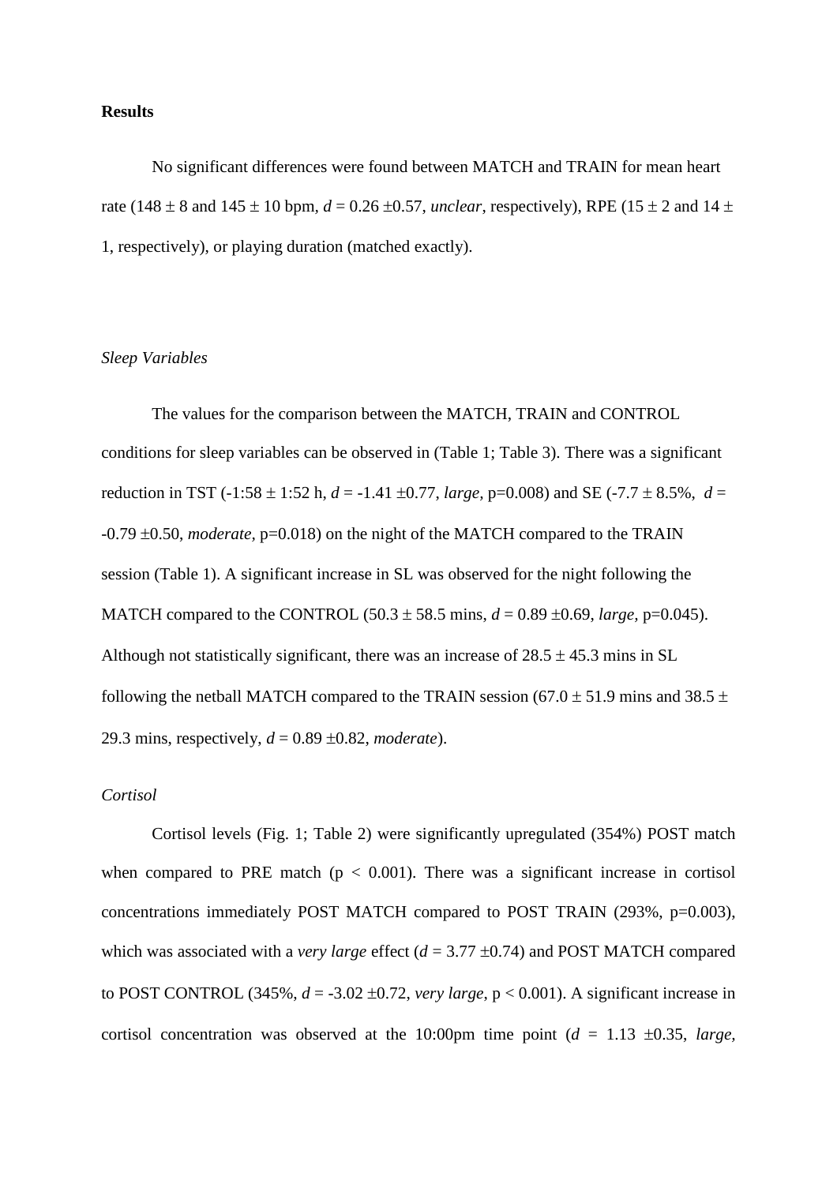## Results

No significant differences were found between MATCH and TRAIN for mean heart rate (148 ± 8 and 145 ± 10 bpm, $d$ = 0.26 ±0.57, *unclear*, respectively), RPE (15 ± 2 and 14 ± 1, respectively), or playing duration (matched exactly).

### *Sleep Variables*

The values for the comparison between the MATCH, TRAIN and CONTROL conditions for sleep variables can be observed in (Table 1; Table 3). There was a significant reduction in TST (-1:58 ± 1:52 h, $d$ = -1.41 ±0.77, *large*, p=0.008) and SE (-7.7 ± 8.5%, $d$ = -0.79 ±0.50, *moderate*, p=0.018) on the night of the MATCH compared to the TRAIN session (Table 1). A significant increase in SL was observed for the night following the MATCH compared to the CONTROL (50.3 ± 58.5 mins, $d$ = 0.89 ±0.69, *large*, p=0.045). Although not statistically significant, there was an increase of 28.5 ± 45.3 mins in SL following the netball MATCH compared to the TRAIN session (67.0 ± 51.9 mins and 38.5 ± 29.3 mins, respectively, $d$ = 0.89 ±0.82, *moderate*).

### *Cortisol*

Cortisol levels (Fig. 1; Table 2) were significantly upregulated (354%) POST match when compared to PRE match ($p < 0.001$). There was a significant increase in cortisol concentrations immediately POST MATCH compared to POST TRAIN (293%, p=0.003), which was associated with a *very large* effect ($d$ = 3.77 ±0.74) and POST MATCH compared to POST CONTROL (345%, $d$ = -3.02 ±0.72, *very large*, $p < 0.001$). A significant increase in cortisol concentration was observed at the 10:00pm time point ($d$ = 1.13 ±0.35, *large*,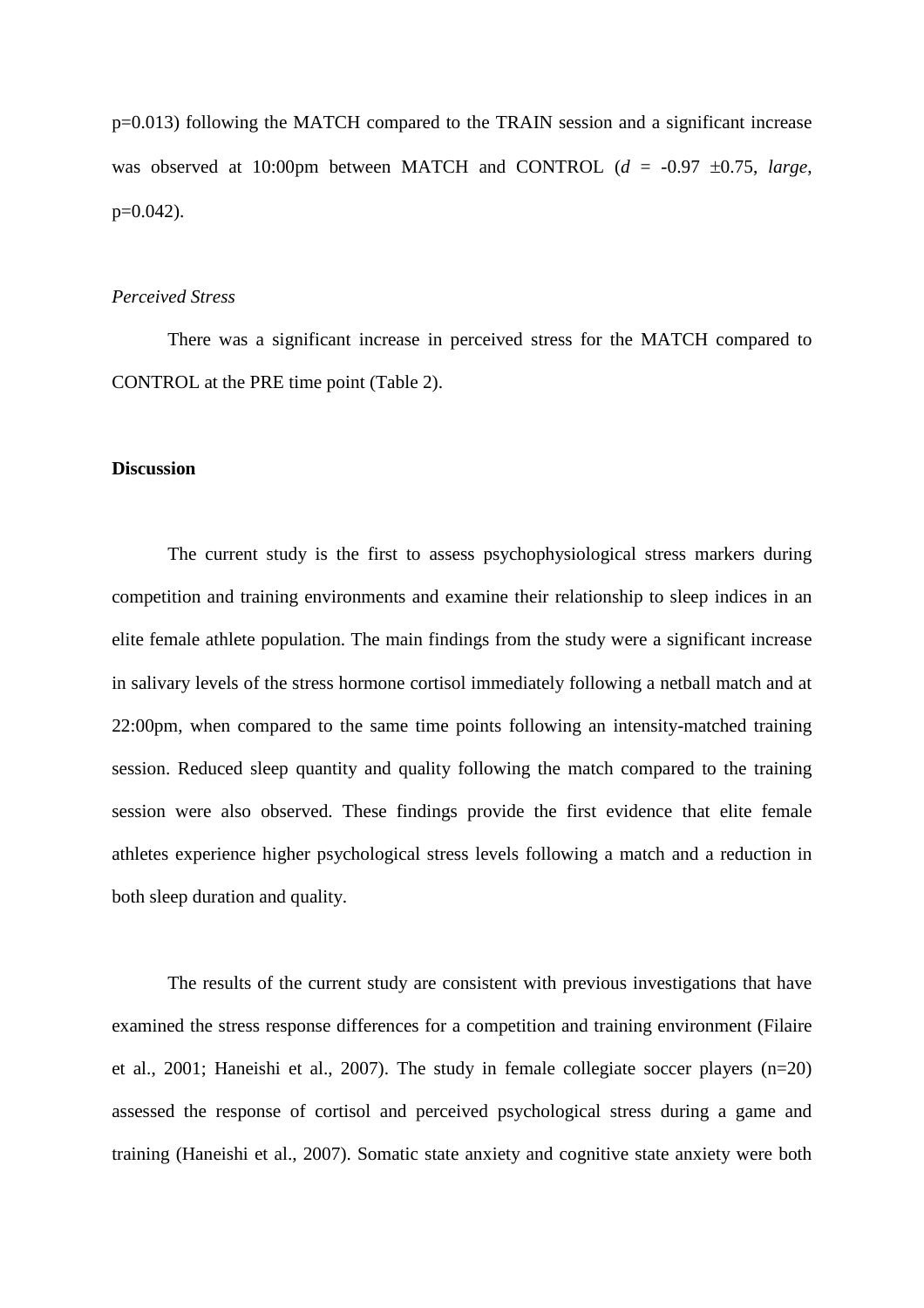p=0.013) following the MATCH compared to the TRAIN session and a significant increase was observed at 10:00pm between MATCH and CONTROL ($d$ = -0.97 ±0.75, *large*, p=0.042).

*Perceived Stress*

There was a significant increase in perceived stress for the MATCH compared to CONTROL at the PRE time point (Table 2).

**Discussion**

The current study is the first to assess psychophysiological stress markers during competition and training environments and examine their relationship to sleep indices in an elite female athlete population. The main findings from the study were a significant increase in salivary levels of the stress hormone cortisol immediately following a netball match and at 22:00pm, when compared to the same time points following an intensity-matched training session. Reduced sleep quantity and quality following the match compared to the training session were also observed. These findings provide the first evidence that elite female athletes experience higher psychological stress levels following a match and a reduction in both sleep duration and quality.

The results of the current study are consistent with previous investigations that have examined the stress response differences for a competition and training environment (Filaire et al., 2001; Haneishi et al., 2007). The study in female collegiate soccer players (n=20) assessed the response of cortisol and perceived psychological stress during a game and training (Haneishi et al., 2007). Somatic state anxiety and cognitive state anxiety were both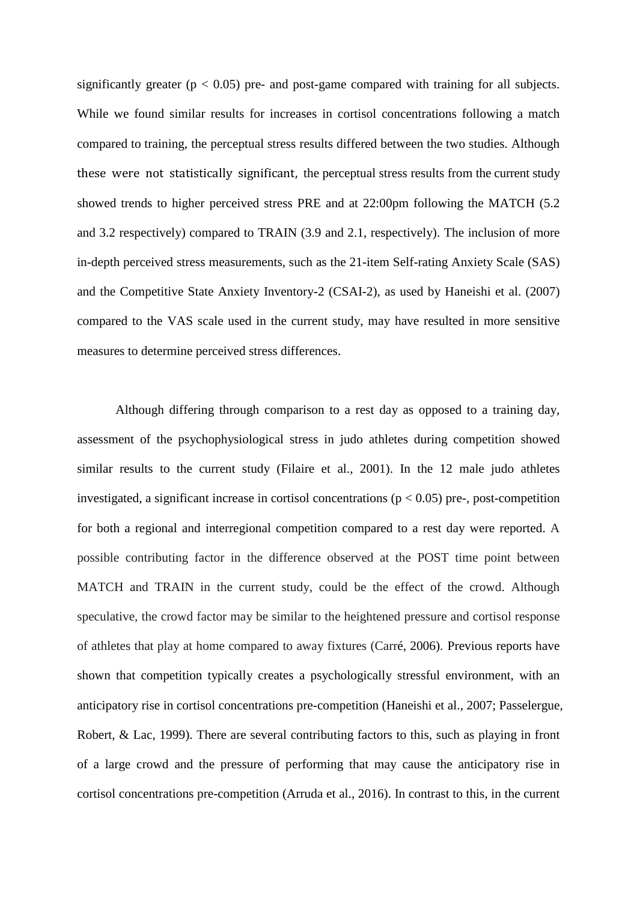significantly greater ($p < 0.05$) pre- and post-game compared with training for all subjects. While we found similar results for increases in cortisol concentrations following a match compared to training, the perceptual stress results differed between the two studies. Although these were not statistically significant, the perceptual stress results from the current study showed trends to higher perceived stress PRE and at 22:00pm following the MATCH (5.2 and 3.2 respectively) compared to TRAIN (3.9 and 2.1, respectively). The inclusion of more in-depth perceived stress measurements, such as the 21-item Self-rating Anxiety Scale (SAS) and the Competitive State Anxiety Inventory-2 (CSAI-2), as used by Haneishi et al. (2007) compared to the VAS scale used in the current study, may have resulted in more sensitive measures to determine perceived stress differences.

Although differing through comparison to a rest day as opposed to a training day, assessment of the psychophysiological stress in judo athletes during competition showed similar results to the current study (Filaire et al., 2001). In the 12 male judo athletes investigated, a significant increase in cortisol concentrations ($p < 0.05$) pre-, post-competition for both a regional and interregional competition compared to a rest day were reported. A possible contributing factor in the difference observed at the POST time point between MATCH and TRAIN in the current study, could be the effect of the crowd. Although speculative, the crowd factor may be similar to the heightened pressure and cortisol response of athletes that play at home compared to away fixtures (Carré, 2006). Previous reports have shown that competition typically creates a psychologically stressful environment, with an anticipatory rise in cortisol concentrations pre-competition (Haneishi et al., 2007; Passelergue, Robert, & Lac, 1999). There are several contributing factors to this, such as playing in front of a large crowd and the pressure of performing that may cause the anticipatory rise in cortisol concentrations pre-competition (Arruda et al., 2016). In contrast to this, in the current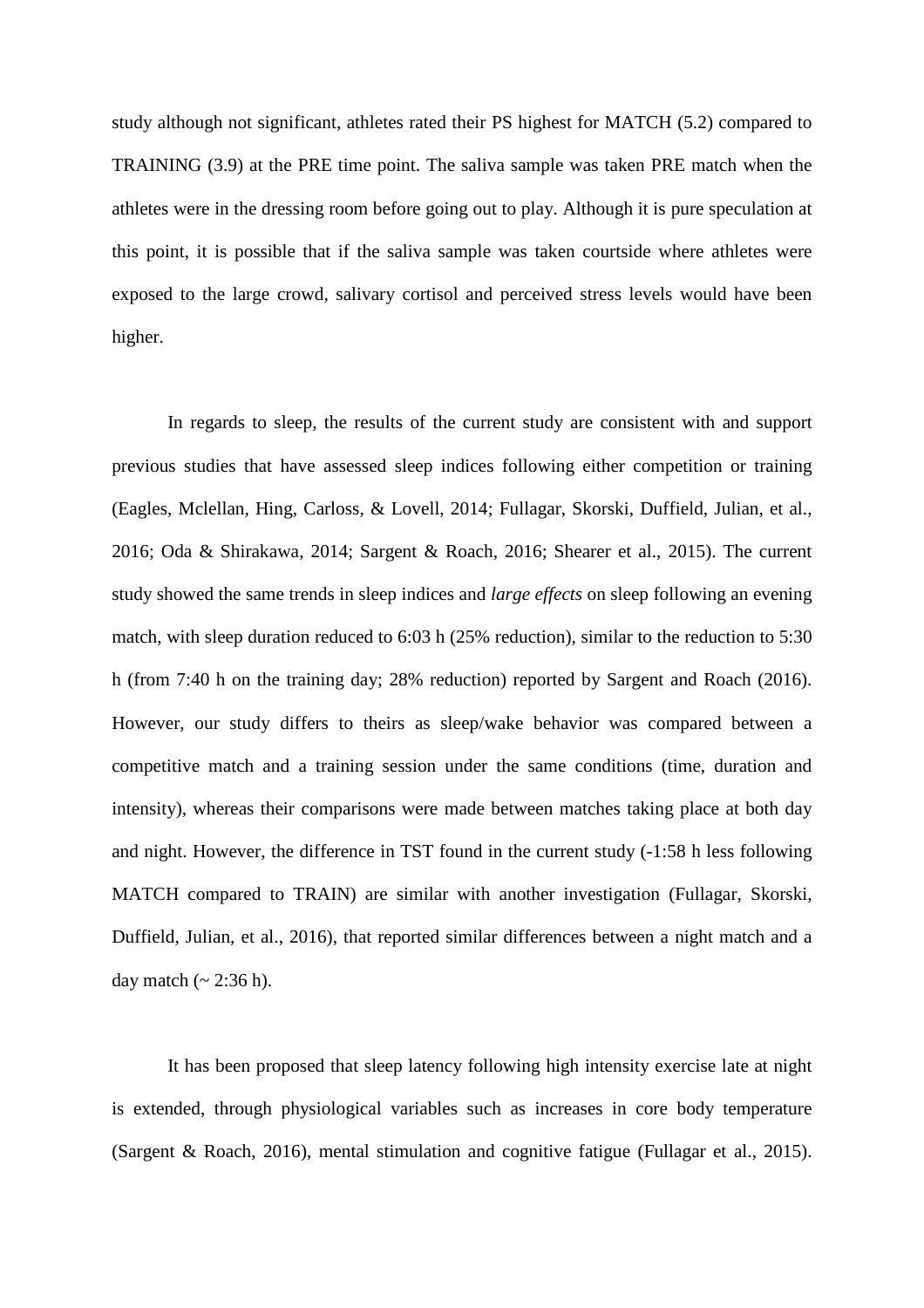study although not significant, athletes rated their PS highest for MATCH (5.2) compared to TRAINING (3.9) at the PRE time point. The saliva sample was taken PRE match when the athletes were in the dressing room before going out to play. Although it is pure speculation at this point, it is possible that if the saliva sample was taken courtside where athletes were exposed to the large crowd, salivary cortisol and perceived stress levels would have been higher.

In regards to sleep, the results of the current study are consistent with and support previous studies that have assessed sleep indices following either competition or training (Eagles, Mclellan, Hing, Carloss, & Lovell, 2014; Fullagar, Skorski, Duffield, Julian, et al., 2016; Oda & Shirakawa, 2014; Sargent & Roach, 2016; Shearer et al., 2015). The current study showed the same trends in sleep indices and *large effects* on sleep following an evening match, with sleep duration reduced to 6:03 h (25% reduction), similar to the reduction to 5:30 h (from 7:40 h on the training day; 28% reduction) reported by Sargent and Roach (2016). However, our study differs to theirs as sleep/wake behavior was compared between a competitive match and a training session under the same conditions (time, duration and intensity), whereas their comparisons were made between matches taking place at both day and night. However, the difference in TST found in the current study (-1:58 h less following MATCH compared to TRAIN) are similar with another investigation (Fullagar, Skorski, Duffield, Julian, et al., 2016), that reported similar differences between a night match and a day match (~ 2:36 h).

It has been proposed that sleep latency following high intensity exercise late at night is extended, through physiological variables such as increases in core body temperature (Sargent & Roach, 2016), mental stimulation and cognitive fatigue (Fullagar et al., 2015).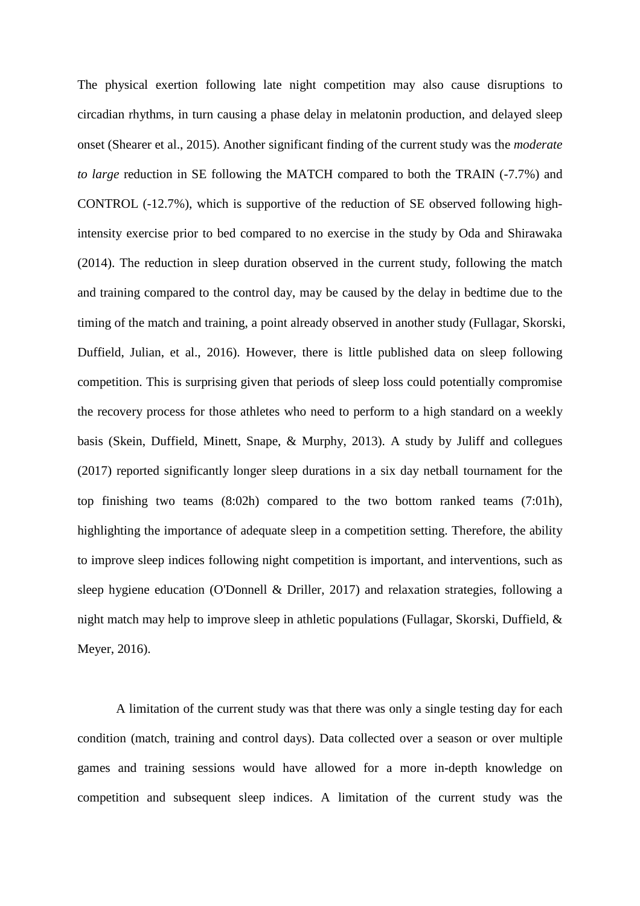The physical exertion following late night competition may also cause disruptions to circadian rhythms, in turn causing a phase delay in melatonin production, and delayed sleep onset (Shearer et al., 2015). Another significant finding of the current study was the *moderate to large* reduction in SE following the MATCH compared to both the TRAIN (-7.7%) and CONTROL (-12.7%), which is supportive of the reduction of SE observed following high-intensity exercise prior to bed compared to no exercise in the study by Oda and Shirawaka (2014). The reduction in sleep duration observed in the current study, following the match and training compared to the control day, may be caused by the delay in bedtime due to the timing of the match and training, a point already observed in another study (Fullagar, Skorski, Duffield, Julian, et al., 2016). However, there is little published data on sleep following competition. This is surprising given that periods of sleep loss could potentially compromise the recovery process for those athletes who need to perform to a high standard on a weekly basis (Skein, Duffield, Minett, Snape, & Murphy, 2013). A study by Juliff and collegues (2017) reported significantly longer sleep durations in a six day netball tournament for the top finishing two teams (8:02h) compared to the two bottom ranked teams (7:01h), highlighting the importance of adequate sleep in a competition setting. Therefore, the ability to improve sleep indices following night competition is important, and interventions, such as sleep hygiene education (O'Donnell & Driller, 2017) and relaxation strategies, following a night match may help to improve sleep in athletic populations (Fullagar, Skorski, Duffield, & Meyer, 2016).

A limitation of the current study was that there was only a single testing day for each condition (match, training and control days). Data collected over a season or over multiple games and training sessions would have allowed for a more in-depth knowledge on competition and subsequent sleep indices. A limitation of the current study was the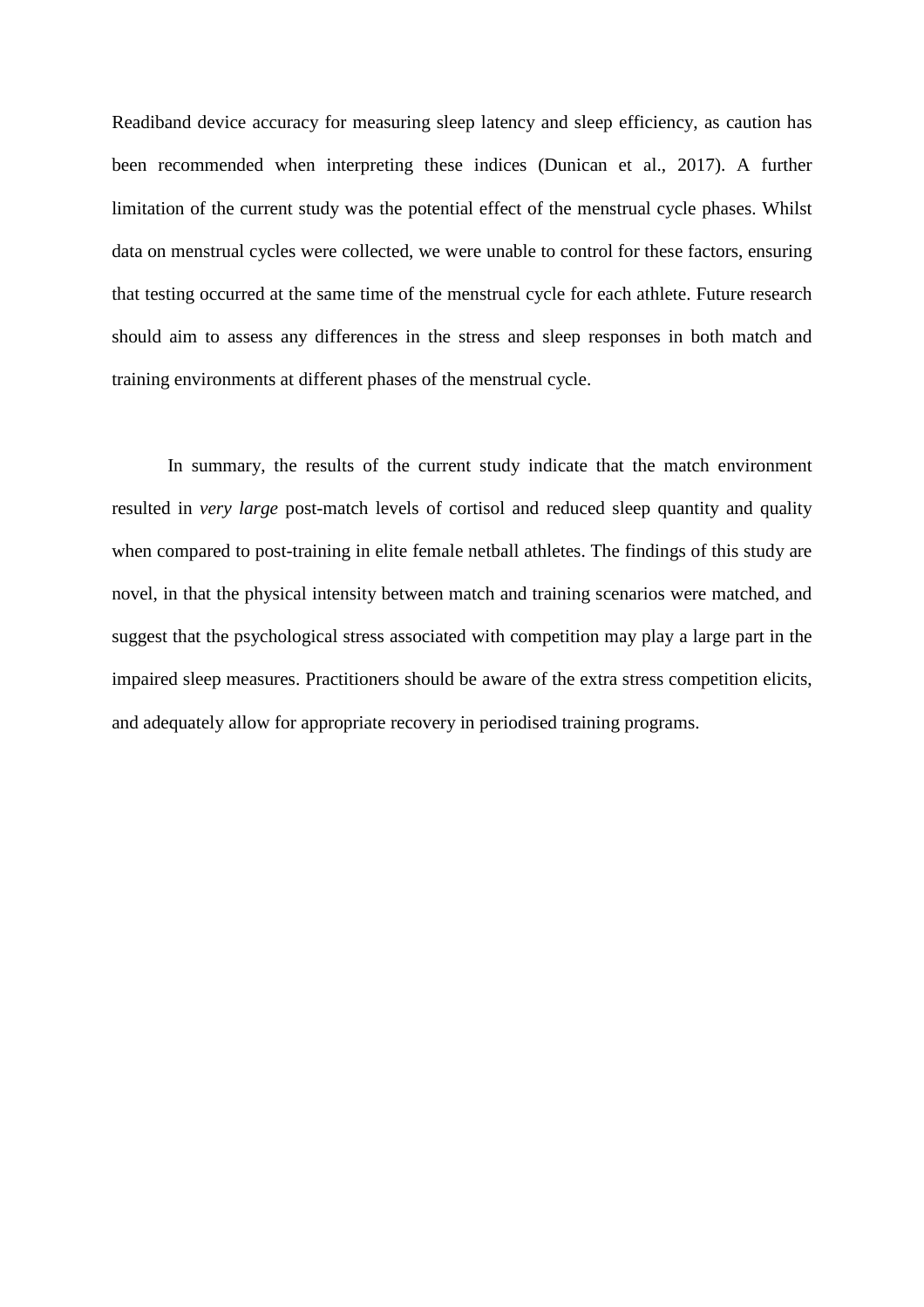Readiband device accuracy for measuring sleep latency and sleep efficiency, as caution has been recommended when interpreting these indices (Dunican et al., 2017). A further limitation of the current study was the potential effect of the menstrual cycle phases. Whilst data on menstrual cycles were collected, we were unable to control for these factors, ensuring that testing occurred at the same time of the menstrual cycle for each athlete. Future research should aim to assess any differences in the stress and sleep responses in both match and training environments at different phases of the menstrual cycle.

In summary, the results of the current study indicate that the match environment resulted in *very large* post-match levels of cortisol and reduced sleep quantity and quality when compared to post-training in elite female netball athletes. The findings of this study are novel, in that the physical intensity between match and training scenarios were matched, and suggest that the psychological stress associated with competition may play a large part in the impaired sleep measures. Practitioners should be aware of the extra stress competition elicits, and adequately allow for appropriate recovery in periodised training programs.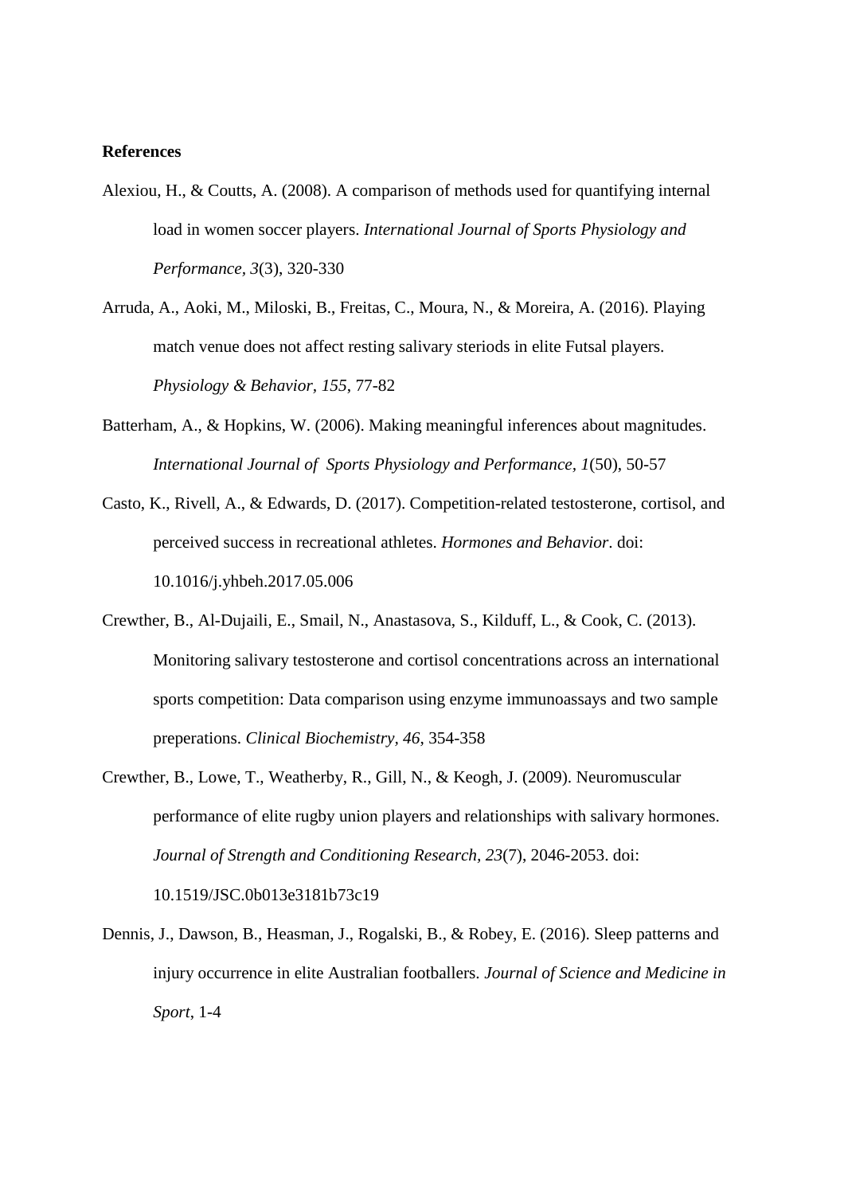**References**

Alexiou, H., & Coutts, A. (2008). A comparison of methods used for quantifying internal load in women soccer players. *International Journal of Sports Physiology and Performance, 3*(3), 320-330

Arruda, A., Aoki, M., Miloski, B., Freitas, C., Moura, N., & Moreira, A. (2016). Playing match venue does not affect resting salivary steriods in elite Futsal players. *Physiology & Behavior, 155*, 77-82

Batterham, A., & Hopkins, W. (2006). Making meaningful inferences about magnitudes. *International Journal of Sports Physiology and Performance, 1*(50), 50-57

Casto, K., Rivell, A., & Edwards, D. (2017). Competition-related testosterone, cortisol, and perceived success in recreational athletes. *Hormones and Behavior*. doi: 10.1016/j.yhbeh.2017.05.006

Crewther, B., Al-Dujaili, E., Smail, N., Anastasova, S., Kilduff, L., & Cook, C. (2013). Monitoring salivary testosterone and cortisol concentrations across an international sports competition: Data comparison using enzyme immunoassays and two sample preperations. *Clinical Biochemistry, 46*, 354-358

Crewther, B., Lowe, T., Weatherby, R., Gill, N., & Keogh, J. (2009). Neuromuscular performance of elite rugby union players and relationships with salivary hormones. *Journal of Strength and Conditioning Research, 23*(7), 2046-2053. doi: 10.1519/JSC.0b013e3181b73c19

Dennis, J., Dawson, B., Heasman, J., Rogalski, B., & Robey, E. (2016). Sleep patterns and injury occurrence in elite Australian footballers. *Journal of Science and Medicine in Sport*, 1-4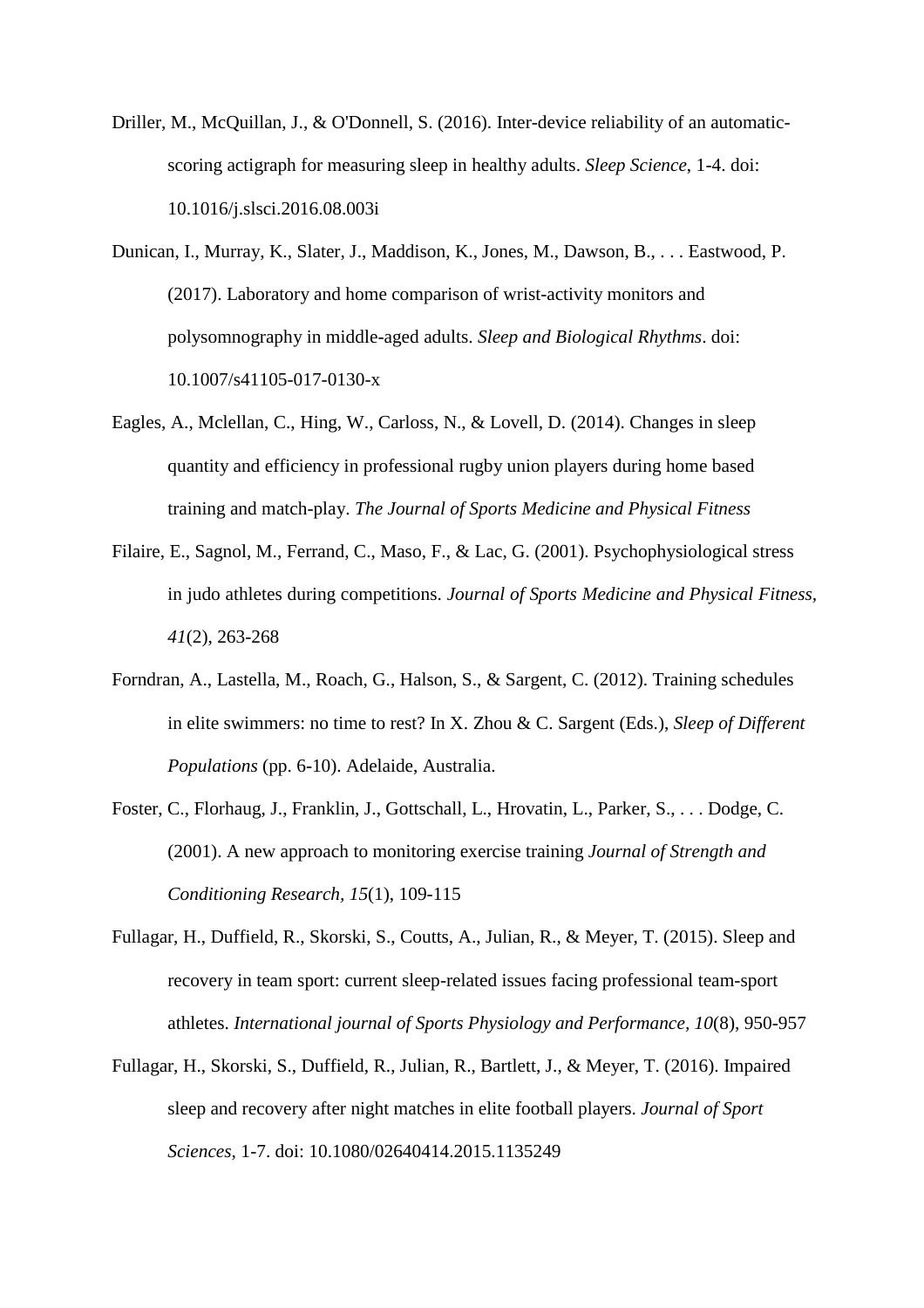Driller, M., McQuillan, J., & O'Donnell, S. (2016). Inter-device reliability of an automatic-scoring actigraph for measuring sleep in healthy adults. *Sleep Science*, 1-4. doi: 10.1016/j.slsci.2016.08.003i

Dunican, I., Murray, K., Slater, J., Maddison, K., Jones, M., Dawson, B., . . . Eastwood, P. (2017). Laboratory and home comparison of wrist-activity monitors and polysomnography in middle-aged adults. *Sleep and Biological Rhythms*. doi: 10.1007/s41105-017-0130-x

Eagles, A., Mclellan, C., Hing, W., Carloss, N., & Lovell, D. (2014). Changes in sleep quantity and efficiency in professional rugby union players during home based training and match-play. *The Journal of Sports Medicine and Physical Fitness*

Filaire, E., Sagnol, M., Ferrand, C., Maso, F., & Lac, G. (2001). Psychophysiological stress in judo athletes during competitions. *Journal of Sports Medicine and Physical Fitness, 41*(2), 263-268

Forndran, A., Lastella, M., Roach, G., Halson, S., & Sargent, C. (2012). Training schedules in elite swimmers: no time to rest? In X. Zhou & C. Sargent (Eds.), *Sleep of Different Populations* (pp. 6-10). Adelaide, Australia.

Foster, C., Florhaug, J., Franklin, J., Gottschall, L., Hrovatin, L., Parker, S., . . . Dodge, C. (2001). A new approach to monitoring exercise training *Journal of Strength and Conditioning Research, 15*(1), 109-115

Fullagar, H., Duffield, R., Skorski, S., Coutts, A., Julian, R., & Meyer, T. (2015). Sleep and recovery in team sport: current sleep-related issues facing professional team-sport athletes. *International journal of Sports Physiology and Performance, 10*(8), 950-957

Fullagar, H., Skorski, S., Duffield, R., Julian, R., Bartlett, J., & Meyer, T. (2016). Impaired sleep and recovery after night matches in elite football players. *Journal of Sport Sciences*, 1-7. doi: 10.1080/02640414.2015.1135249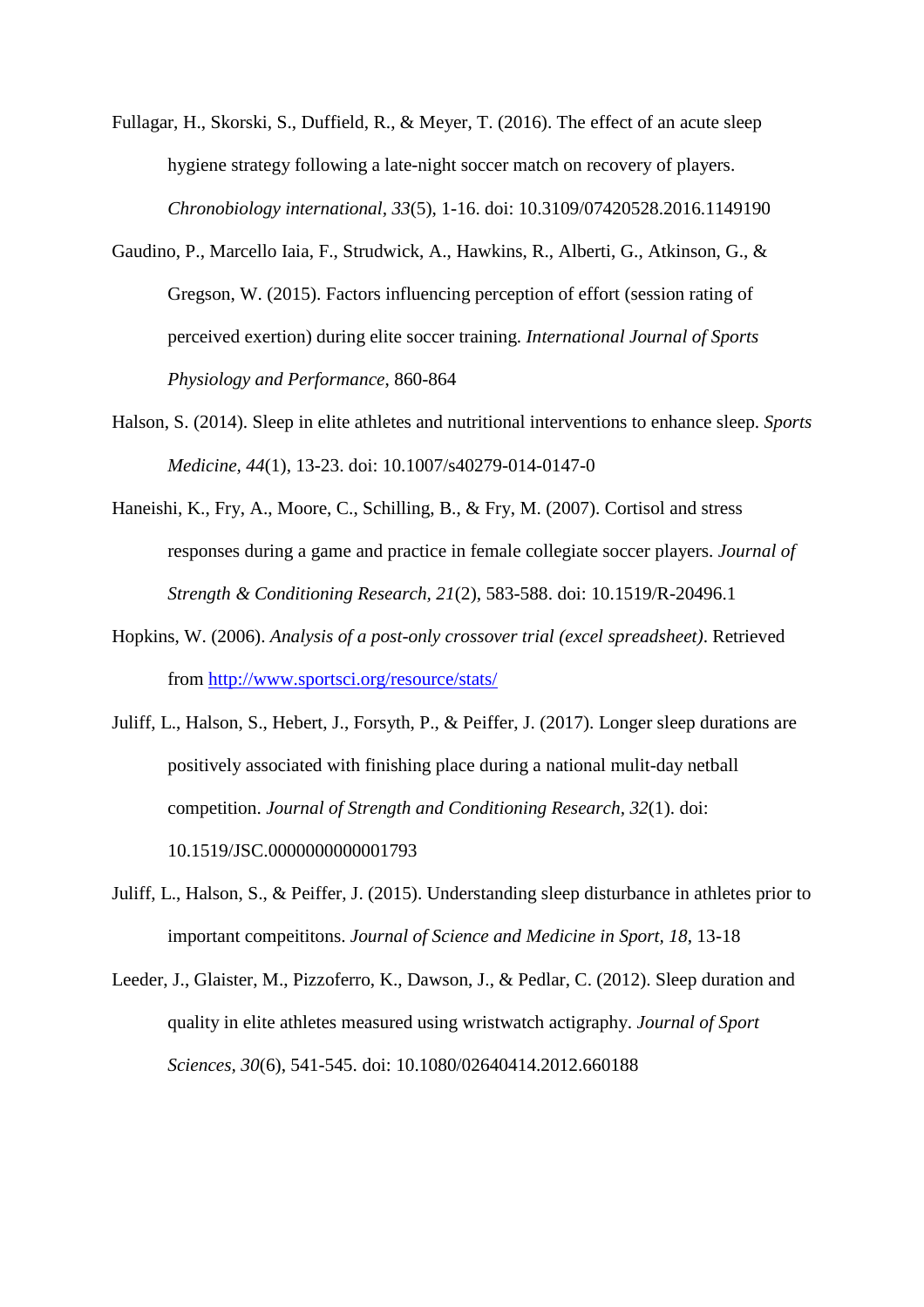Fullagar, H., Skorski, S., Duffield, R., & Meyer, T. (2016). The effect of an acute sleep hygiene strategy following a late-night soccer match on recovery of players. *Chronobiology international*, *33*(5), 1-16. doi: 10.3109/07420528.2016.1149190

Gaudino, P., Marcello Iaia, F., Strudwick, A., Hawkins, R., Alberti, G., Atkinson, G., & Gregson, W. (2015). Factors influencing perception of effort (session rating of perceived exertion) during elite soccer training. *International Journal of Sports Physiology and Performance*, 860-864

Halson, S. (2014). Sleep in elite athletes and nutritional interventions to enhance sleep. *Sports Medicine*, *44*(1), 13-23. doi: 10.1007/s40279-014-0147-0

Haneishi, K., Fry, A., Moore, C., Schilling, B., & Fry, M. (2007). Cortisol and stress responses during a game and practice in female collegiate soccer players. *Journal of Strength & Conditioning Research*, *21*(2), 583-588. doi: 10.1519/R-20496.1

Hopkins, W. (2006). *Analysis of a post-only crossover trial (excel spreadsheet)*. Retrieved from http://www.sportsci.org/resource/stats/

Juliff, L., Halson, S., Hebert, J., Forsyth, P., & Peiffer, J. (2017). Longer sleep durations are positively associated with finishing place during a national mulit-day netball competition. *Journal of Strength and Conditioning Research*, *32*(1). doi: 10.1519/JSC.0000000000001793

Juliff, L., Halson, S., & Peiffer, J. (2015). Understanding sleep disturbance in athletes prior to important compeititons. *Journal of Science and Medicine in Sport*, *18*, 13-18

Leeder, J., Glaister, M., Pizzoferro, K., Dawson, J., & Pedlar, C. (2012). Sleep duration and quality in elite athletes measured using wristwatch actigraphy. *Journal of Sport Sciences*, *30*(6), 541-545. doi: 10.1080/02640414.2012.660188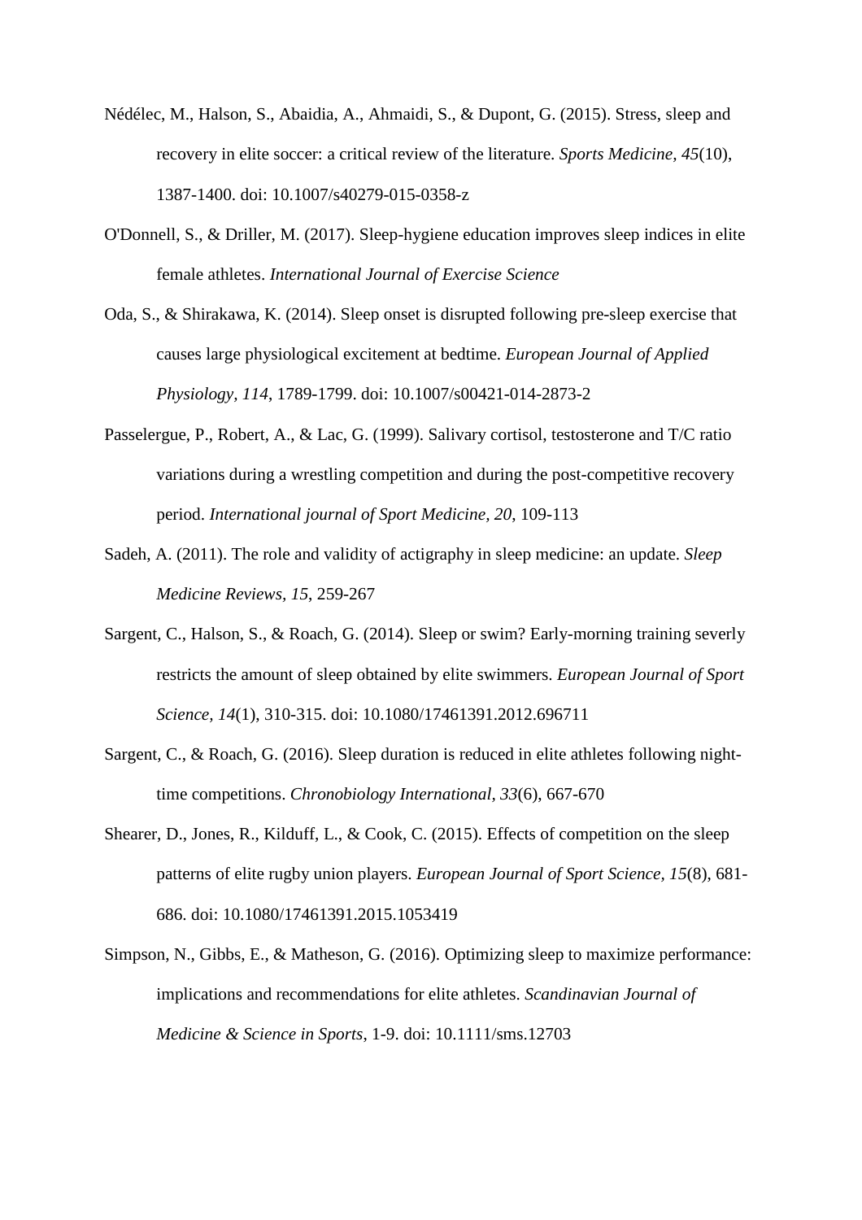Nédélec, M., Halson, S., Abaidia, A., Ahmaidi, S., & Dupont, G. (2015). Stress, sleep and recovery in elite soccer: a critical review of the literature. *Sports Medicine, 45*(10), 1387-1400. doi: 10.1007/s40279-015-0358-z

O'Donnell, S., & Driller, M. (2017). Sleep-hygiene education improves sleep indices in elite female athletes. *International Journal of Exercise Science*

Oda, S., & Shirakawa, K. (2014). Sleep onset is disrupted following pre-sleep exercise that causes large physiological excitement at bedtime. *European Journal of Applied Physiology, 114*, 1789-1799. doi: 10.1007/s00421-014-2873-2

Passelergue, P., Robert, A., & Lac, G. (1999). Salivary cortisol, testosterone and T/C ratio variations during a wrestling competition and during the post-competitive recovery period. *International journal of Sport Medicine, 20*, 109-113

Sadeh, A. (2011). The role and validity of actigraphy in sleep medicine: an update. *Sleep Medicine Reviews, 15*, 259-267

Sargent, C., Halson, S., & Roach, G. (2014). Sleep or swim? Early-morning training severly restricts the amount of sleep obtained by elite swimmers. *European Journal of Sport Science, 14*(1), 310-315. doi: 10.1080/17461391.2012.696711

Sargent, C., & Roach, G. (2016). Sleep duration is reduced in elite athletes following night-time competitions. *Chronobiology International, 33*(6), 667-670

Shearer, D., Jones, R., Kilduff, L., & Cook, C. (2015). Effects of competition on the sleep patterns of elite rugby union players. *European Journal of Sport Science, 15*(8), 681-686. doi: 10.1080/17461391.2015.1053419

Simpson, N., Gibbs, E., & Matheson, G. (2016). Optimizing sleep to maximize performance: implications and recommendations for elite athletes. *Scandinavian Journal of Medicine & Science in Sports*, 1-9. doi: 10.1111/sms.12703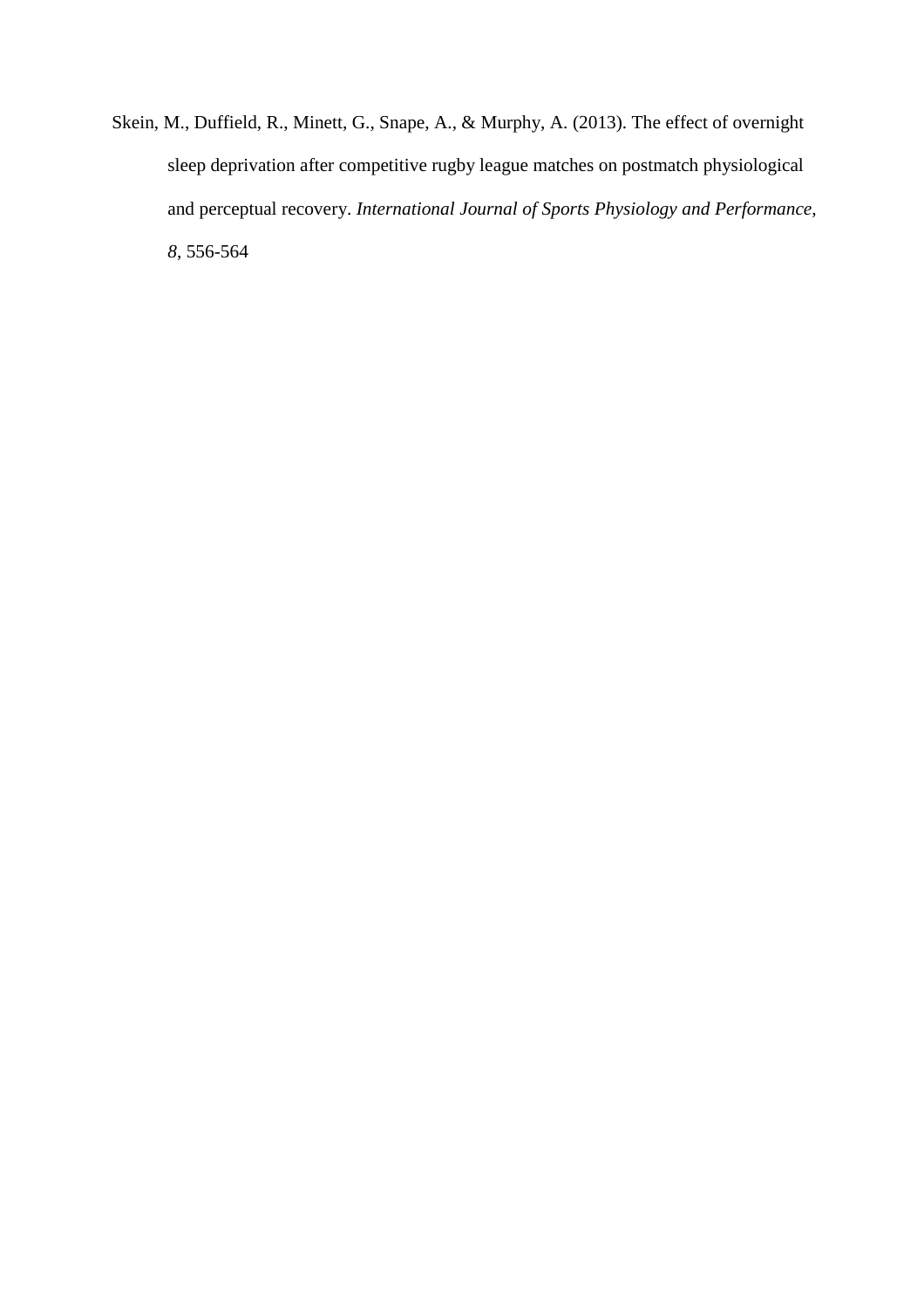Skein, M., Duffield, R., Minett, G., Snape, A., & Murphy, A. (2013). The effect of overnight sleep deprivation after competitive rugby league matches on postmatch physiological and perceptual recovery. *International Journal of Sports Physiology and Performance, 8*, 556-564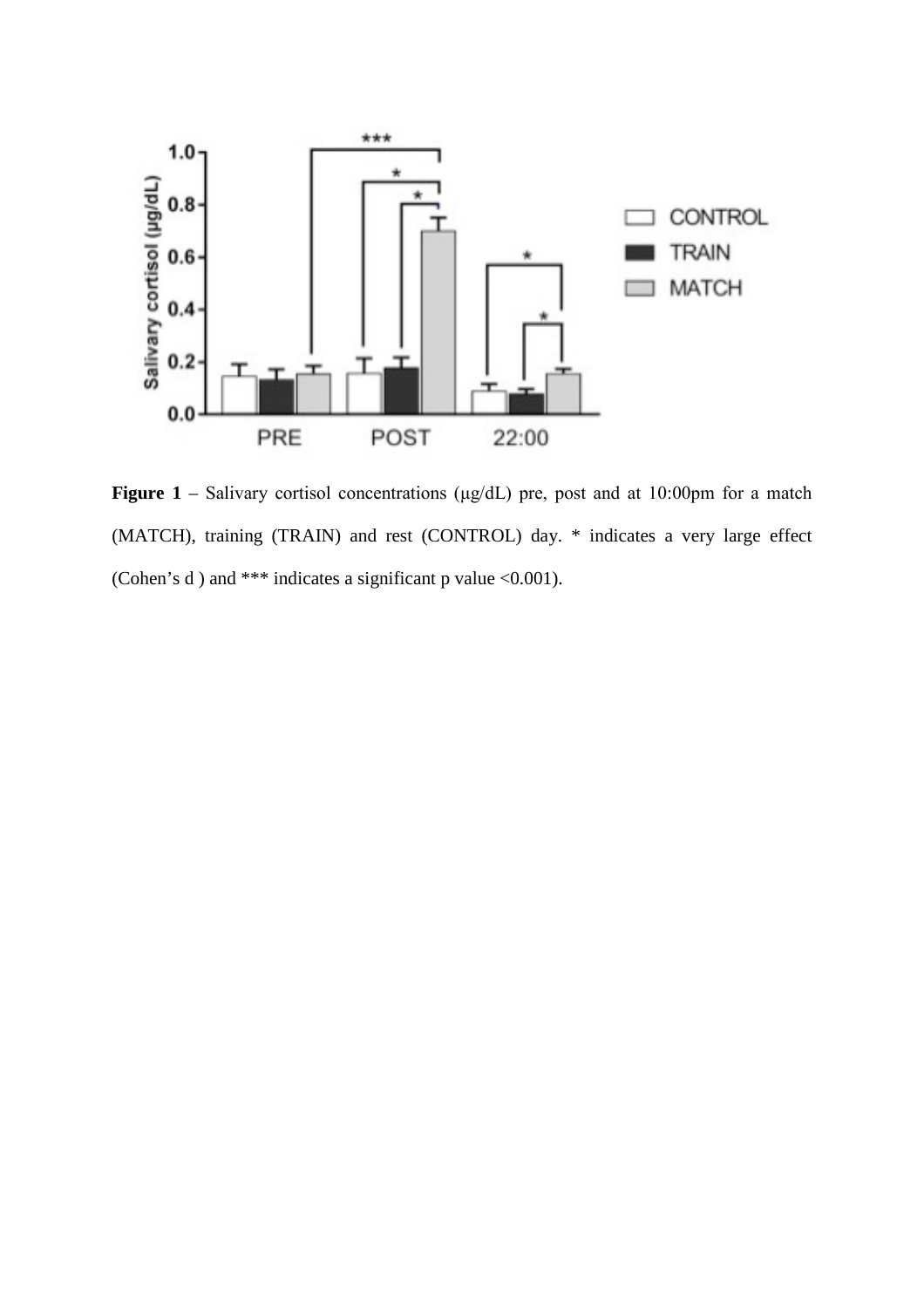**Figure 1** – Salivary cortisol concentrations (μg/dL) pre, post and at 10:00pm for a match (MATCH), training (TRAIN) and rest (CONTROL) day. * indicates a very large effect (Cohen's d ) and *** indicates a significant p value <0.001).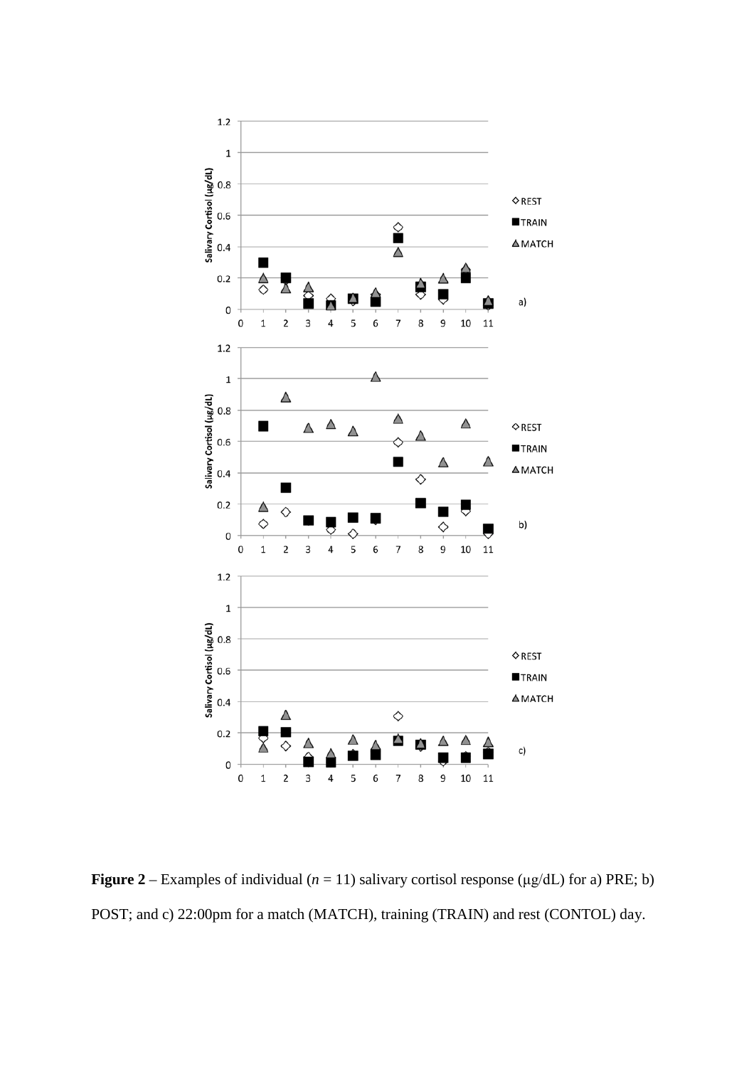1.2

1

Salivary Cortisol (µg/dL) 0.8

0.6

0.4

0.2

0

0 1 2 3 4 5 6 7 8 9 10 11

◇REST

■TRAIN

▲MATCH

a)

1.2

1

Salivary Cortisol (µg/dL) 0.8

0.6

0.4

0.2

0

0 1 2 3 4 5 6 7 8 9 10 11

◇REST

■TRAIN

▲MATCH

b)

1.2

1

Salivary Cortisol (µg/dL) 0.8

0.6

0.4

0.2

0

0 1 2 3 4 5 6 7 8 9 10 11

◇REST

■TRAIN

▲MATCH

c)

**Figure 2** – Examples of individual (*n* = 11) salivary cortisol response (µg/dL) for a) PRE; b) POST; and c) 22:00pm for a match (MATCH), training (TRAIN) and rest (CONTOL) day.